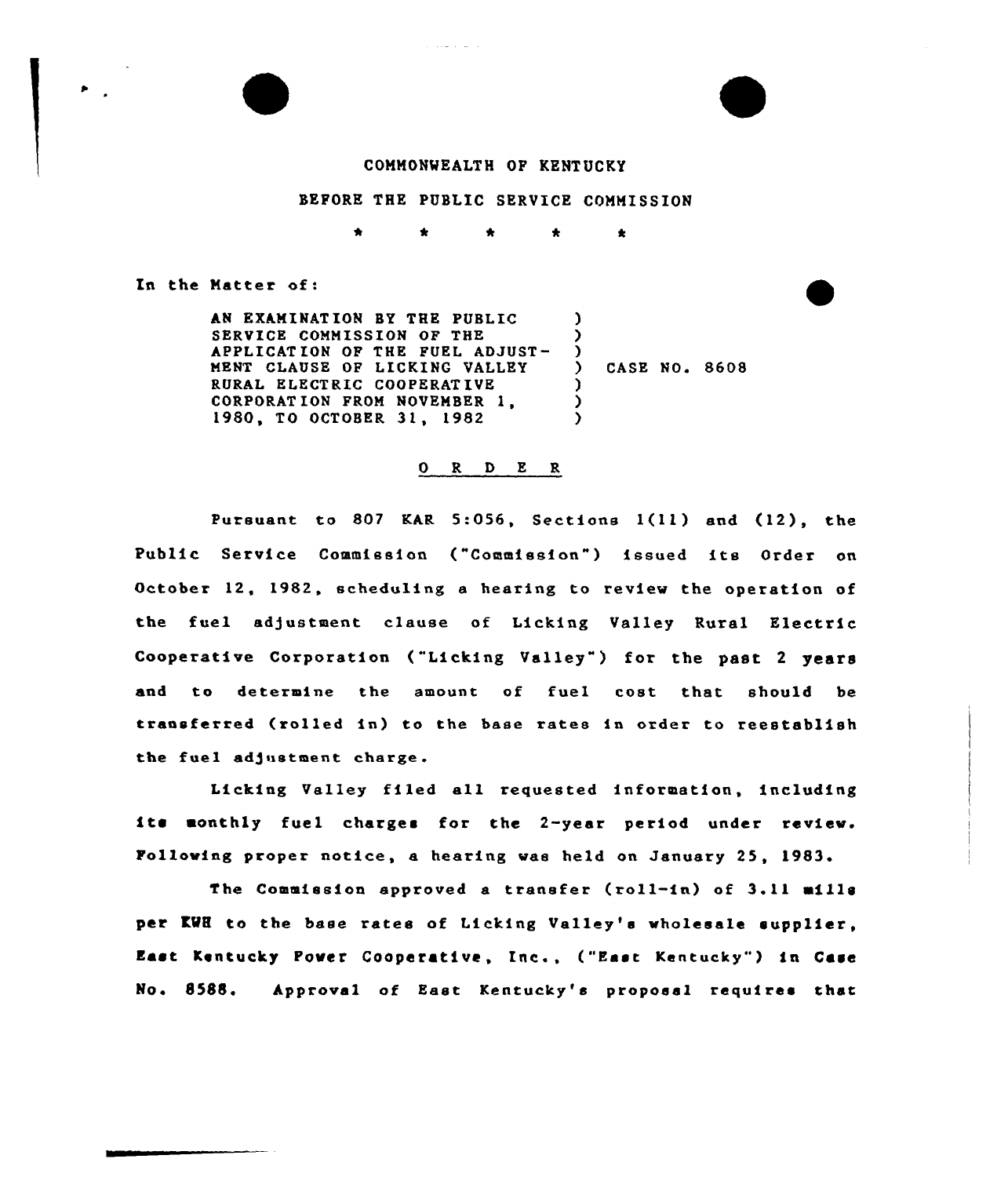COMMONWEALTH OF KENTUCKY

BEFORE THE PUBLIC SERVICE COMMISSION

\* \* \* \* \*

In the Matter of:

AN EXAMINATION BY THE PUBLIC SERVICE COMMISSION OF THE APPLICATION OF THE FUEL ADJUSTMENT CLAUSE OF LICKING VALLEY RURAL ELECTRIC COOPERATIVE CORPORATION FROM NOVEMBER 1, 1980, TO OCTOBER 31, 1982 ) CASE NO. 8608

## O R D E R

Pursuant to 807 KAR 5:056, Sections 1(11) and (12), the Public Service Commission ("Commission") issued its Order on October 12, 1982, scheduling a hearing to review the operation of the fuel adjustment clause of Licking Valley Rural Electric Cooperative Corporation ("Licking Valley") for the past 2 years and to determine the amount of fuel cost that should be transferred (rolled in) to the base rates in order to reestablish the fuel adjustment charge.

Licking Valley filed all requested information, including its monthly fuel charges for the 2-year period under review. Following proper notice, a hearing was held on January 25, 1983.

The Commission approved a transfer (roll-in) of 3.11 mills per KWH to the base rates of Licking Valley's wholesale supplier, East Kentucky Power Cooperative, Inc., ("East Kentucky") in Case No. 8588. Approval of East Kentucky's proposal requires that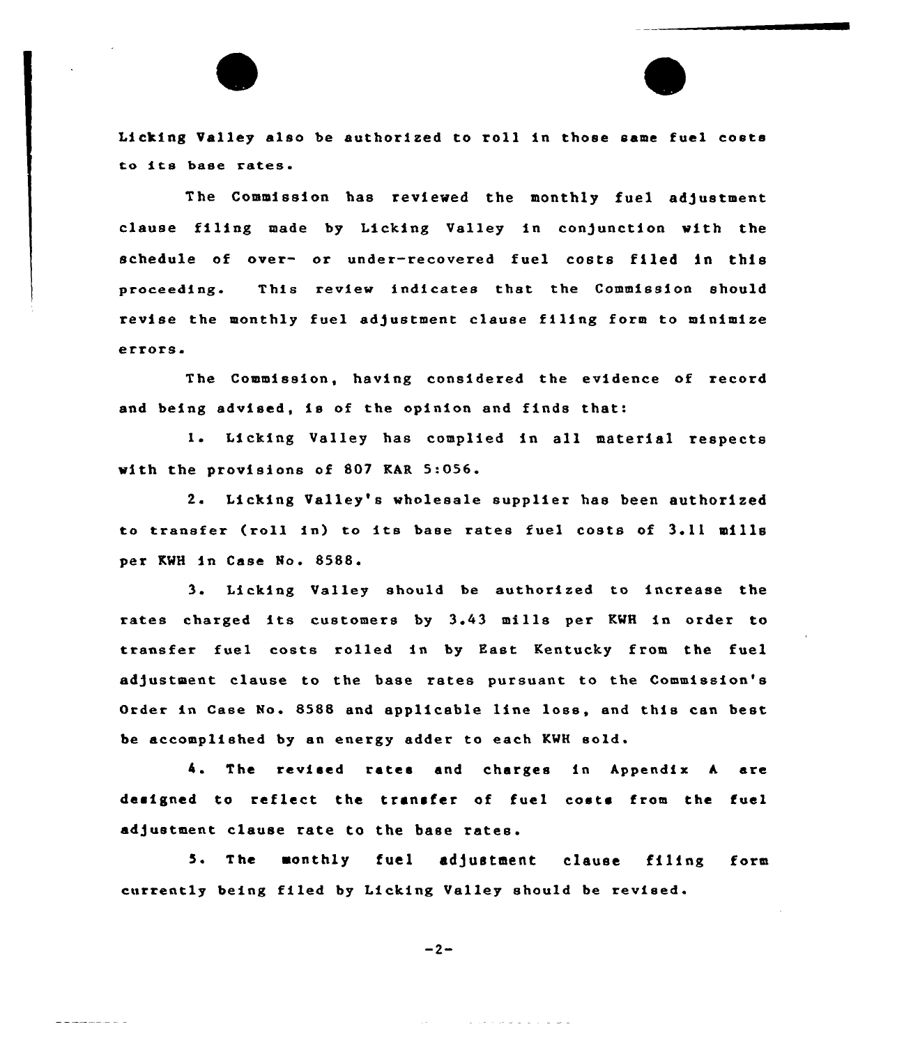Licking Valley also be authorized to roll in those same fuel costs to its base rates.

The Commission has reviewed the monthly fuel adjustment clause filing made by Licking Valley in conjunction with the schedule of over- or under-recovered fuel costs filed in this proceeding. This review indicates that the Commission should revise the monthly fuel adjustment clause filing form to minimize errors.

The Commission, having considered the evidence of record and being advised, is of the opinion and finds that:

1. Licking Valley has complied in all material respects with the provisions of 807 KAR 5:056.

2. Licking Valley's wholesale supplier has been authorized to transfer (roll in) to its base rates fuel costs of 3.11 mills per KWH in Case No. 8588.

3. Licking Valley should be authorized to increase the rates charged its customers by 3.43 mills per KWH in order to transfer fuel costs rolled in by East Kentucky from the fuel adjustment clause to the base rates pursuant to the Commission's Order in Case No. 8588 and applicable line loss, and this can best be accomplished by an energy adder to each KWH sold.

4. The revised rates and charges in Appendix A are designed to reflect the transfer of fuel costs from the fuel adjustment clause rate to the base rates.

5. The monthly fuel adjustment clause filing form currently being filed by Licking Valley should be revised.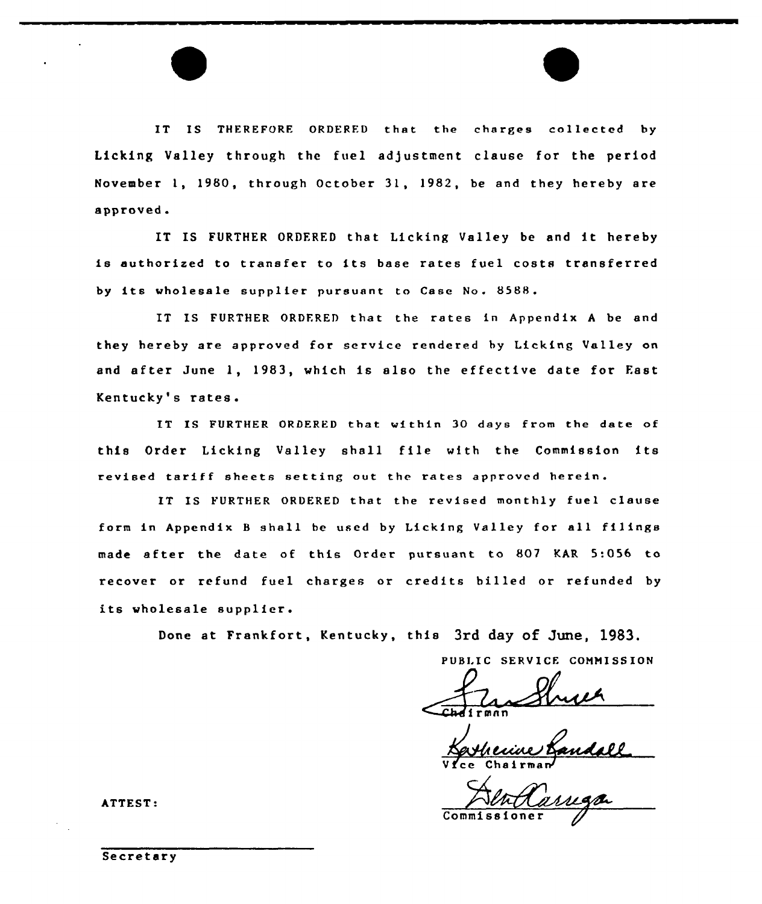IT IS THEREFORE ORDERED that the charges collected by Licking Valley through the fuel adjustment clause for the period November 1, 1980, through October 31, 1982, be and they hereby are approved.

IT IS FURTHER ORDERED that Licking Valley be and it hereby is authorized to transfer to its base rates fuel costs transferred by its wholesale supplier pursuant to Case No. 8588.

IT IS FURTHER ORDERED that the rates in Appendix A be and they hereby are approved for service rendered by Licking Valley on and after June 1, 1983, which is also the effective date for East Kentucky's rates.

IT IS FURTHER ORDERED that within 30 days from the date of this Order Licking Valley shall file with the Commission its revised tariff sheets setting out the rates approved herein.

IT IS FURTHER ORDERED that the revised monthly fuel clause form in Appendix B shall be used by Licking Valley for all filings made after the date of this Order pursuant to 807 KAR 5:056 to recover or refund fuel charges or credits billed or refunded by its wholesale supplier.

Done at Frankfort, Kentucky, this 3rd day of June, 1983.

PUBLIC SERVICE COMMISSION

Chairman

Vice Chairman

Commissioner

ATTEST:

Secretary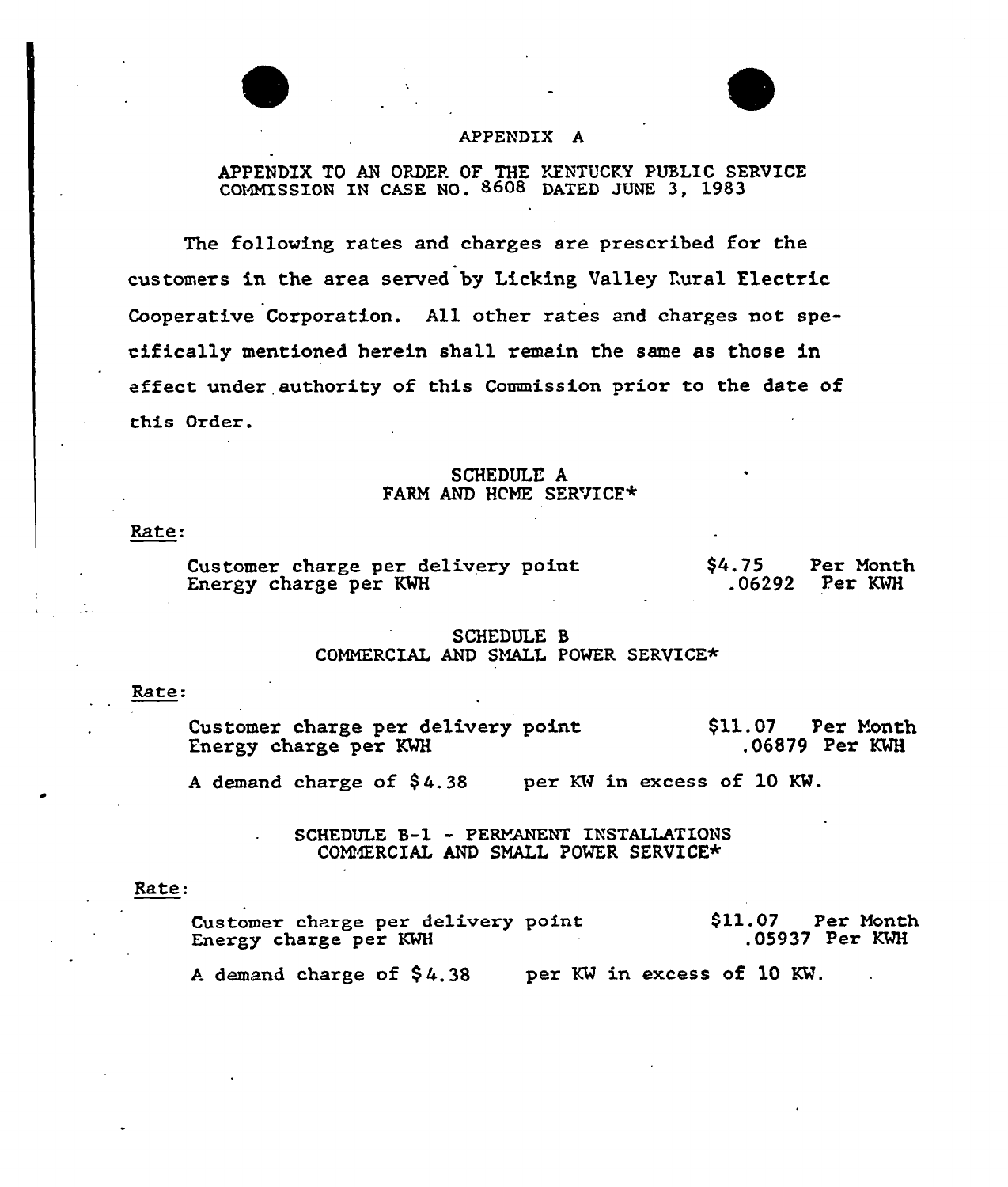# APPENDIX A

APPENDIX TO AN ORDER OF THE KENTUCKY PUBLIC SERVICE COMMISSION IN CASE NO. 8608 DATED JUNE 3, 1983

The following rates and charges are prescribed for the customers in the area served by Licking Valley Rural Electric Cooperative Corporation. All other rates and charges not specifically mentioned herein shall remain the same as those in effect under authority of this Commission prior to the date of this Order.

## SCHEDULE A
## FARM AND HOME SERVICE*

Rate:

| | | |
|---|---|---|
| Customer charge per delivery point | $4.75 | Per Month |
| Energy charge per KWH | .06292 | Per KWH |

## SCHEDULE B
## COMMERCIAL AND SMALL POWER SERVICE*

Rate:

| | | |
|---|---|---|
| Customer charge per delivery point | $11.07 | Per Month |
| Energy charge per KWH | .06879 | Per KWH |

A demand charge of $4.38 per KW in excess of 10 KW.

## SCHEDULE B-1 - PERMANENT INSTALLATIONS
## COMMERCIAL AND SMALL POWER SERVICE*

Rate:

| | | |
|---|---|---|
| Customer charge per delivery point | $11.07 | Per Month |
| Energy charge per KWH | .05937 | Per KWH |

A demand charge of $4.38 per KW in excess of 10 KW.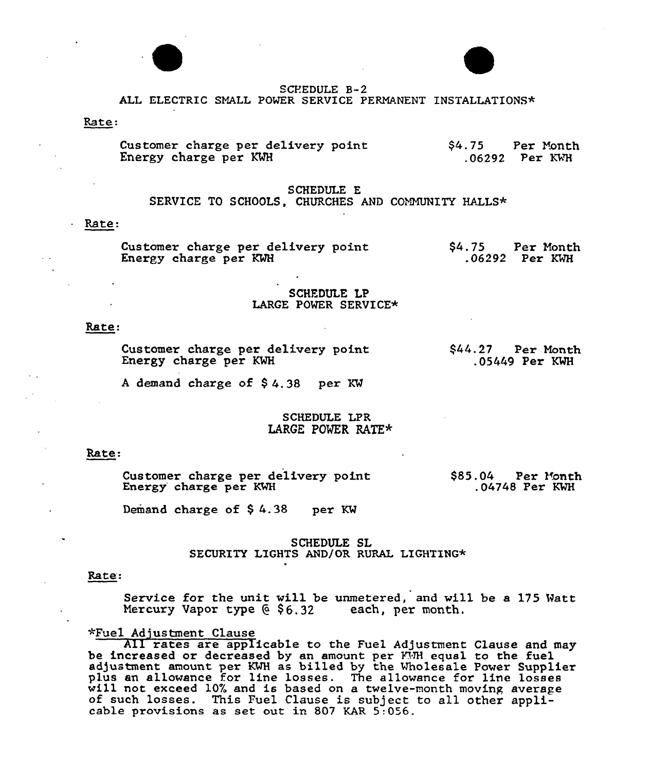SCHEDULE B-2
ALL ELECTRIC SMALL POWER SERVICE PERMANENT INSTALLATIONS*

Rate:

| | | |
|---|---|---|
| Customer charge per delivery point | $4.75 | Per Month |
| Energy charge per KWH | .06292 | Per KWH |

SCHEDULE E
SERVICE TO SCHOOLS, CHURCHES AND COMMUNITY HALLS*

Rate:

| | | |
|---|---|---|
| Customer charge per delivery point | $4.75 | Per Month |
| Energy charge per KWH | .06292 | Per KWH |

SCHEDULE LP
LARGE POWER SERVICE*

Rate:

| | | |
|---|---|---|
| Customer charge per delivery point | $44.27 | Per Month |
| Energy charge per KWH | .05449 | Per KWH |

A demand charge of $ 4.38 per KW

SCHEDULE LPR
LARGE POWER RATE*

Rate:

| | | |
|---|---|---|
| Customer charge per delivery point | $85.04 | Per Month |
| Energy charge per KWH | .04748 | Per KWH |

Demand charge of $ 4.38 per KW

SCHEDULE SL
SECURITY LIGHTS AND/OR RURAL LIGHTING*

Rate:

Service for the unit will be unmetered, and will be a 175 Watt Mercury Vapor type @ $6.32 each, per month.

*Fuel Adjustment Clause

All rates are applicable to the Fuel Adjustment Clause and may be increased or decreased by an amount per KWH equal to the fuel adjustment amount per KWH as billed by the Wholesale Power Supplier plus an allowance for line losses. The allowance for line losses will not exceed 10% and is based on a twelve-month moving average of such losses. This Fuel Clause is subject to all other applicable provisions as set out in 807 KAR 5:056.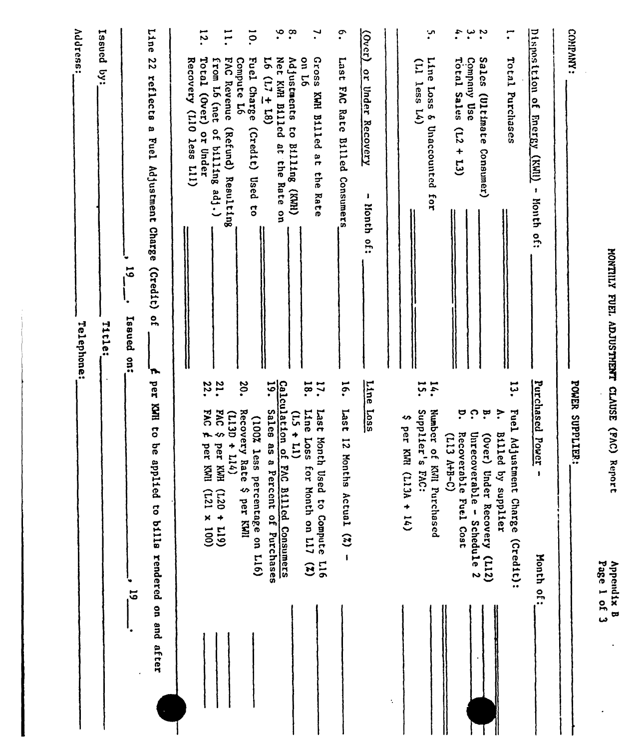# MONTHLY FUEL ADJUSTMENT CLAUSE (FAC) Report

Appendix B

COMPANY: ____________________ POWER SUPPLIER: ____________________

**Disposition of Energy (KWH) - Month of: ________**

1. Total Purchases ________
2. Sales (Ultimate Consumer) ________
3. Company Use ________
4. Total Sales (L2 + L3) ________
5. Line Loss & Unaccounted for (L1 less L4) ________

**(Over) or Under Recovery - Month of: ________**

6. Last FAC Rate Billed Consumers ________
7. Gross KWH Billed at the Rate on L6 ________
8. Adjustments to Billing (KWH) ________
9. Net KWH Billed at the Rate on L6 (L7 ± L8) ________
10. Fuel Charge (Credit) Used to Compute L6 ________
11. FAC Revenue (Refund) Resulting from L6 (net of billing adj.) ________
12. Total (Over) or Under Recovery (L10 less L11) ________

**Purchased Power - Month of: ________**

13. Fuel Adjustment Charge (Credit):
    - A. Billed by supplier ________
    - B. (Over) Under Recovery (L12) ________
    - C. Unrecoverable - Schedule 2 ________
    - D. Recoverable Fuel Cost (L13 A+B-C) ________
14. Number of KWH Purchased ________
15. Supplier's FAC: \$ per KWH (L13A ÷ 14) ________

**Line Loss**

16. Last 12 Months Actual (%) - ________
17. Last Month Used to Compute L16 ________
18. Line Loss for Month on L17 (%) (L5 ÷ L1) ________

**Calculation of FAC Billed Consumers**

19. Sales as a Percent of Purchases (100% less percentage on L16) ________
20. Recovery Rate \$ per KWH (L13D ÷ L14) ________
21. FAC \$ per KWH (L20 ÷ L19) ________
22. FAC ¢ per KWH (L21 x 100) ________

Line 22 reflects a Fuel Adjustment Charge (Credit) of ________ ¢ per KWH to be applied to bills rendered on and after ________, 19___.

________, 19___. Issued on: ________

Issued by: ________ Title: ________

Address: ________ Telephone: ________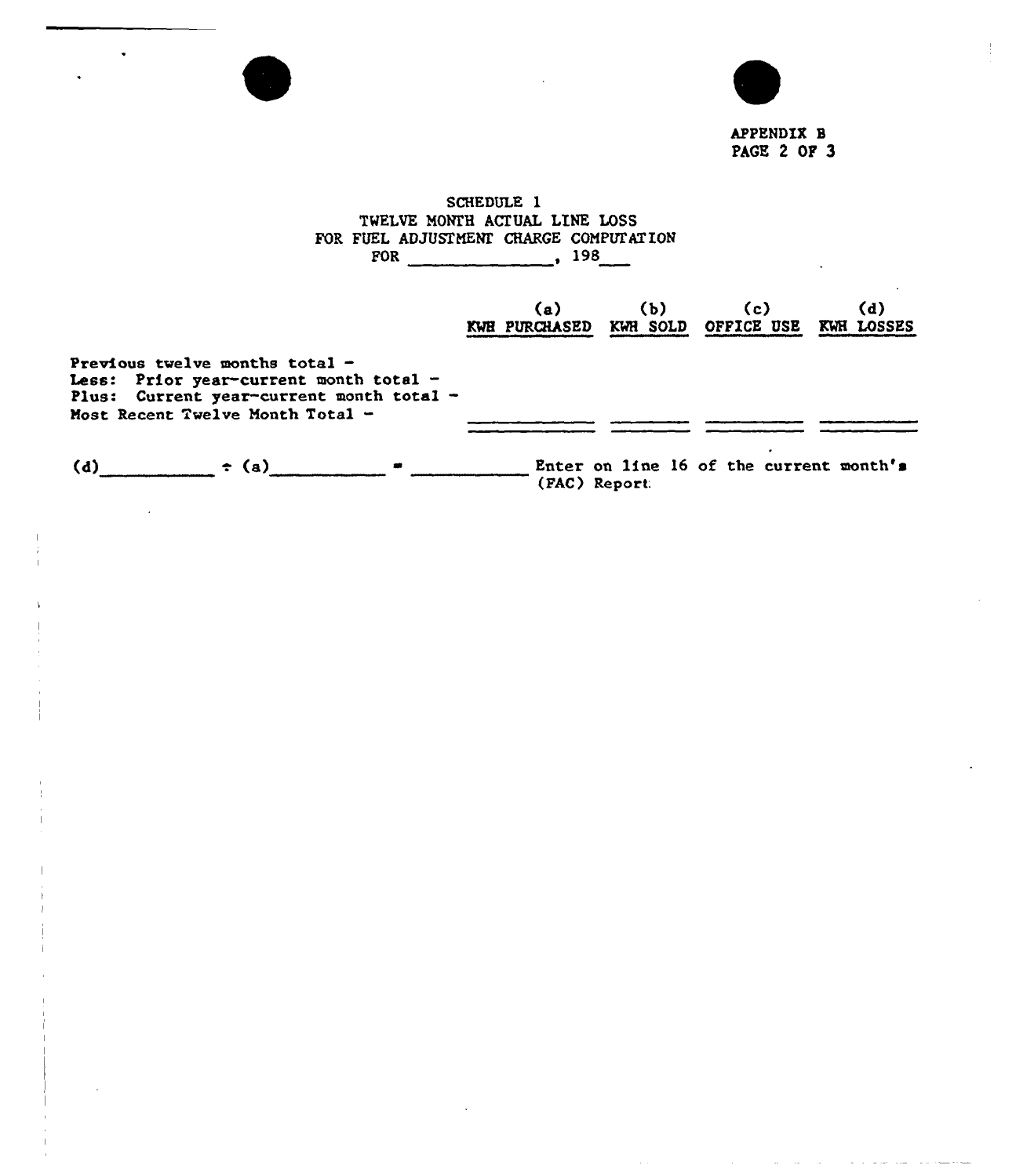APPENDIX B
PAGE 2 OF 3

SCHEDULE 1
TWELVE MONTH ACTUAL LINE LOSS
FOR FUEL ADJUSTMENT CHARGE COMPUTATION
FOR _____________, 198___

| | (a) KWH PURCHASED | (b) KWH SOLD | (c) OFFICE USE | (d) KWH LOSSES |
|---|---|---|---|---|
| Previous twelve months total - | | | | |
| Less: Prior year-current month total - | | | | |
| Plus: Current year-current month total - | | | | |
| Most Recent Twelve Month Total - | | | | |

(d)__________ ÷ (a)__________ = __________ Enter on line 16 of the current month's (FAC) Report.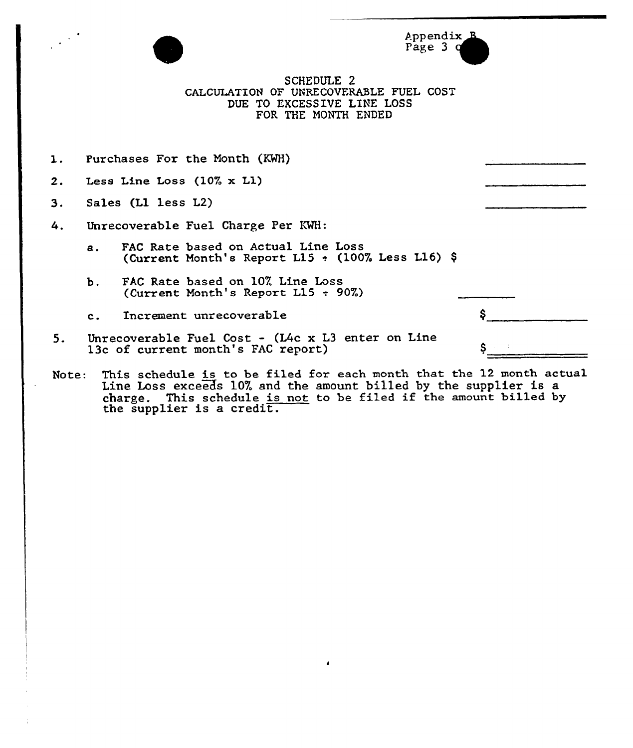Appendix B
Page 3 o

## SCHEDULE 2
## CALCULATION OF UNRECOVERABLE FUEL COST DUE TO EXCESSIVE LINE LOSS FOR THE MONTH ENDED

1. Purchases For the Month (KWH) \_\_\_\_\_\_\_\_\_\_\_\_
2. Less Line Loss (10% x L1) \_\_\_\_\_\_\_\_\_\_\_\_
3. Sales (L1 less L2) \_\_\_\_\_\_\_\_\_\_\_\_
4. Unrecoverable Fuel Charge Per KWH:
   - a. FAC Rate based on Actual Line Loss (Current Month's Report L15 ÷ (100% Less L16) $
   - b. FAC Rate based on 10% Line Loss (Current Month's Report L15 ÷ 90%) \_\_\_\_\_\_\_\_
   - c. Increment unrecoverable $\_\_\_\_\_\_\_\_\_\_\_\_
5. Unrecoverable Fuel Cost - (L4c x L3 enter on Line 13c of current month's FAC report) $\_\_\_\_\_\_\_\_\_\_\_\_

Note: This schedule is to be filed for each month that the 12 month actual Line Loss exceeds 10% and the amount billed by the supplier is a charge. This schedule is not to be filed if the amount billed by the supplier is a credit.